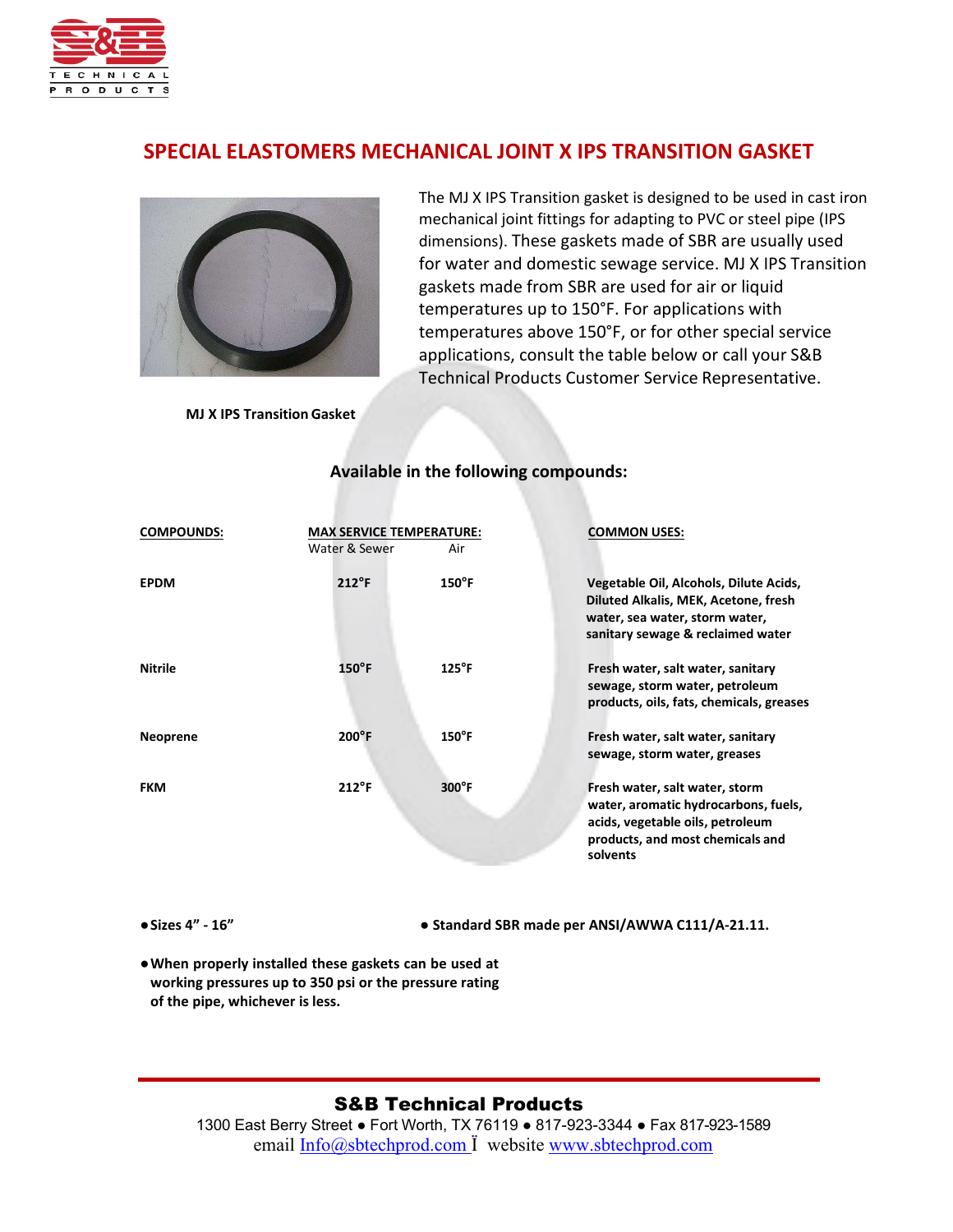# SPECIAL ELASTOMERS MECHANICAL JOINT X IPS TRANSITION GASKET

The MJ X IPS Transition gasket is designed to be used in cast iron mechanical joint fittings for adapting to PVC or steel pipe (IPS dimensions). These gaskets made of SBR are usually used for water and domestic sewage service. MJ X IPS Transition gaskets made from SBR are used for air or liquid temperatures up to 150°F. For applications with temperatures above 150°F, or for other special service applications, consult the table below or call your S&B Technical Products Customer Service Representative.

**MJ X IPS Transition Gasket**

### Available in the following compounds:

| COMPOUNDS: | MAX SERVICE TEMPERATURE: Water & Sewer | Air | COMMON USES: |
|---|---|---|---|
| **EPDM** | **212°F** | **150°F** | **Vegetable Oil, Alcohols, Dilute Acids, Diluted Alkalis, MEK, Acetone, fresh water, sea water, storm water, sanitary sewage & reclaimed water** |
| **Nitrile** | **150°F** | **125°F** | **Fresh water, salt water, sanitary sewage, storm water, petroleum products, oils, fats, chemicals, greases** |
| **Neoprene** | **200°F** | **150°F** | **Fresh water, salt water, sanitary sewage, storm water, greases** |
| **FKM** | **212°F** | **300°F** | **Fresh water, salt water, storm water, aromatic hydrocarbons, fuels, acids, vegetable oils, petroleum products, and most chemicals and solvents** |

- **Sizes 4" - 16"**
- **Standard SBR made per ANSI/AWWA C111/A-21.11.**
- **When properly installed these gaskets can be used at working pressures up to 350 psi or the pressure rating of the pipe, whichever is less.**

**S&B Technical Products**

1300 East Berry Street • Fort Worth, TX 76119 • 817-923-3344 • Fax 817-923-1589

email Info@sbtechprod.com • website www.sbtechprod.com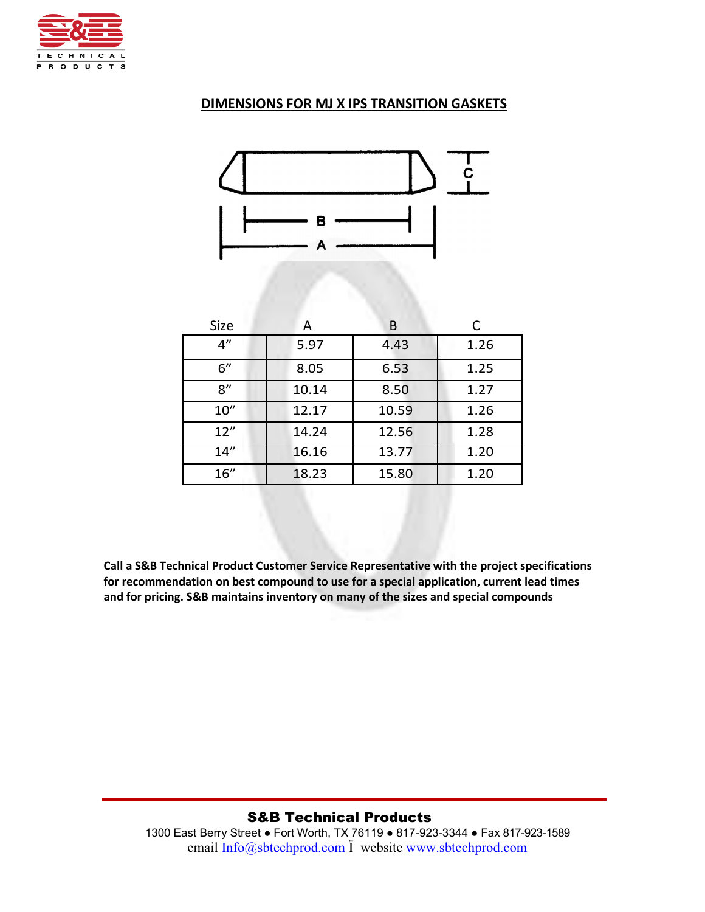## DIMENSIONS FOR MJ X IPS TRANSITION GASKETS

C

B

A

| Size | A | B | C |
|---|---|---|---|
| 4" | 5.97 | 4.43 | 1.26 |
| 6" | 8.05 | 6.53 | 1.25 |
| 8" | 10.14 | 8.50 | 1.27 |
| 10" | 12.17 | 10.59 | 1.26 |
| 12" | 14.24 | 12.56 | 1.28 |
| 14" | 16.16 | 13.77 | 1.20 |
| 16" | 18.23 | 15.80 | 1.20 |

**Call a S&B Technical Product Customer Service Representative with the project specifications for recommendation on best compound to use for a special application, current lead times and for pricing. S&B maintains inventory on many of the sizes and special compounds**

**S&B Technical Products**

1300 East Berry Street ● Fort Worth, TX 76119 ● 817-923-3344 ● Fax 817-923-1589

email Info@sbtechprod.com Ï website www.sbtechprod.com